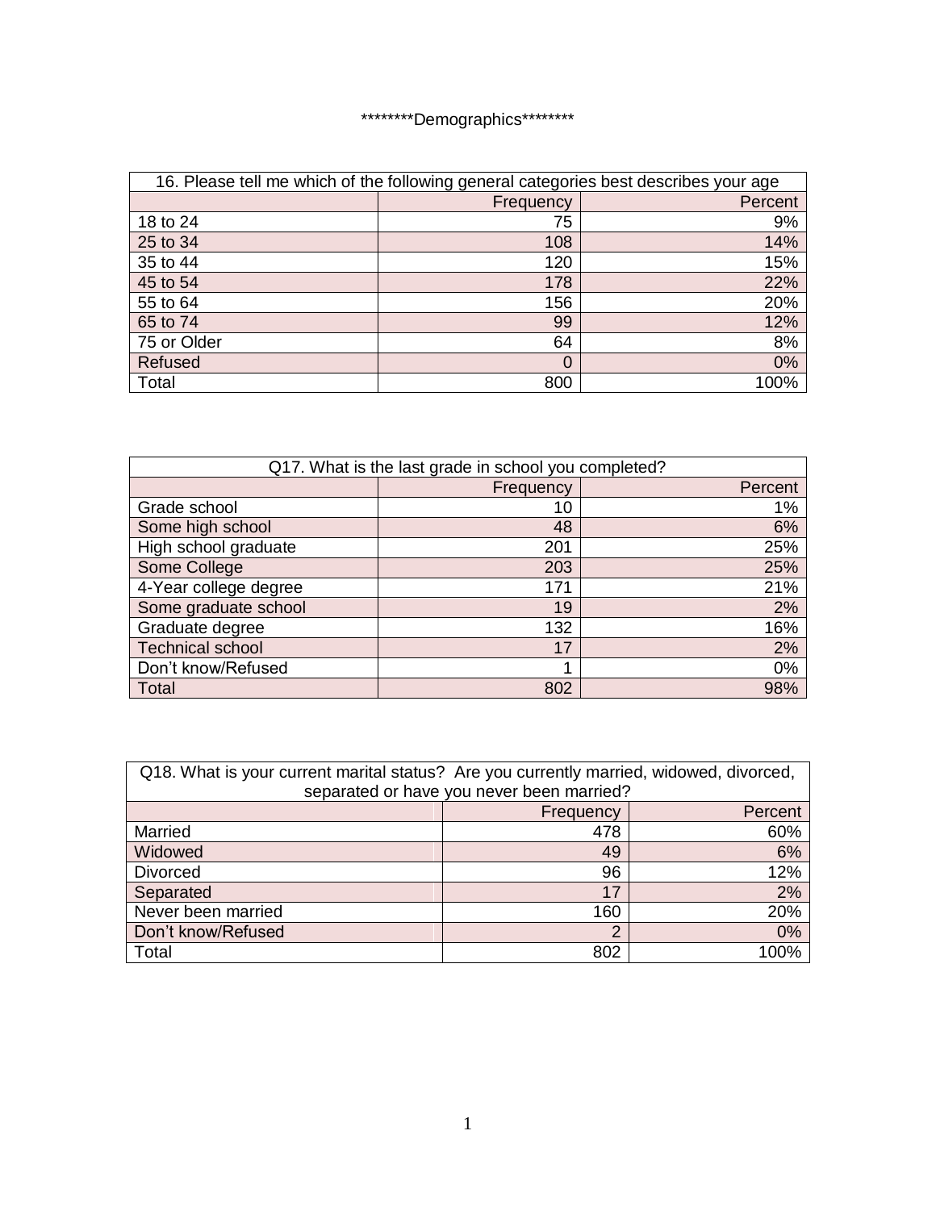********Demographics********

| 16. Please tell me which of the following general categories best describes your age | | |
|---|---|---|
| | Frequency | Percent |
| 18 to 24 | 75 | 9% |
| 25 to 34 | 108 | 14% |
| 35 to 44 | 120 | 15% |
| 45 to 54 | 178 | 22% |
| 55 to 64 | 156 | 20% |
| 65 to 74 | 99 | 12% |
| 75 or Older | 64 | 8% |
| Refused | 0 | 0% |
| Total | 800 | 100% |

| Q17. What is the last grade in school you completed? | | |
|---|---|---|
| | Frequency | Percent |
| Grade school | 10 | 1% |
| Some high school | 48 | 6% |
| High school graduate | 201 | 25% |
| Some College | 203 | 25% |
| 4-Year college degree | 171 | 21% |
| Some graduate school | 19 | 2% |
| Graduate degree | 132 | 16% |
| Technical school | 17 | 2% |
| Don't know/Refused | 1 | 0% |
| Total | 802 | 98% |

| Q18. What is your current marital status? Are you currently married, widowed, divorced, separated or have you never been married? | | |
|---|---|---|
| | Frequency | Percent |
| Married | 478 | 60% |
| Widowed | 49 | 6% |
| Divorced | 96 | 12% |
| Separated | 17 | 2% |
| Never been married | 160 | 20% |
| Don't know/Refused | 2 | 0% |
| Total | 802 | 100% |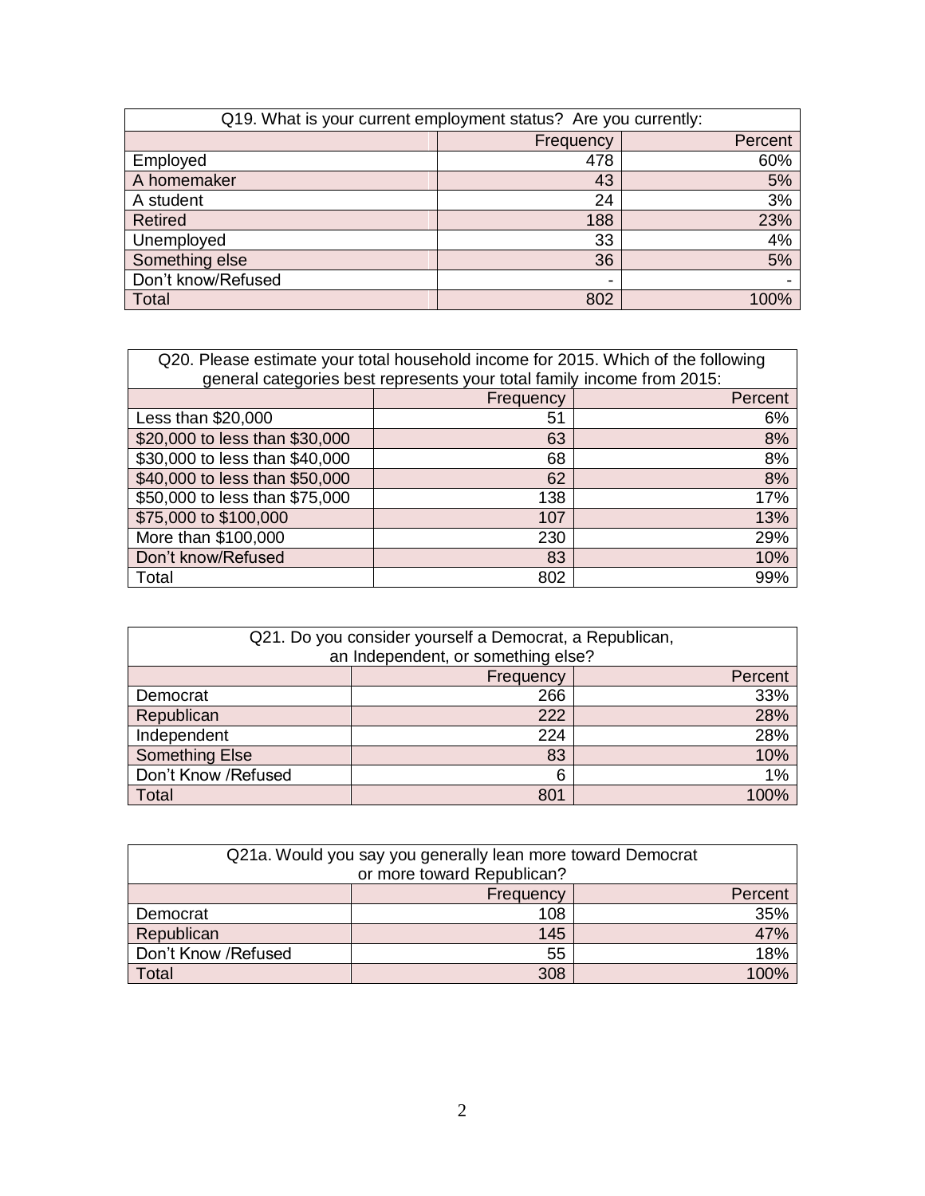| Q19. What is your current employment status? Are you currently: | | |
|---|---|---|
| | Frequency | Percent |
| Employed | 478 | 60% |
| A homemaker | 43 | 5% |
| A student | 24 | 3% |
| Retired | 188 | 23% |
| Unemployed | 33 | 4% |
| Something else | 36 | 5% |
| Don't know/Refused | - | - |
| Total | 802 | 100% |

| Q20. Please estimate your total household income for 2015. Which of the following general categories best represents your total family income from 2015: | | |
|---|---|---|
| | Frequency | Percent |
| Less than $20,000 | 51 | 6% |
| $20,000 to less than $30,000 | 63 | 8% |
| $30,000 to less than $40,000 | 68 | 8% |
| $40,000 to less than $50,000 | 62 | 8% |
| $50,000 to less than $75,000 | 138 | 17% |
| $75,000 to $100,000 | 107 | 13% |
| More than $100,000 | 230 | 29% |
| Don't know/Refused | 83 | 10% |
| Total | 802 | 99% |

| Q21. Do you consider yourself a Democrat, a Republican, an Independent, or something else? | | |
|---|---|---|
| | Frequency | Percent |
| Democrat | 266 | 33% |
| Republican | 222 | 28% |
| Independent | 224 | 28% |
| Something Else | 83 | 10% |
| Don't Know /Refused | 6 | 1% |
| Total | 801 | 100% |

| Q21a. Would you say you generally lean more toward Democrat or more toward Republican? | | |
|---|---|---|
| | Frequency | Percent |
| Democrat | 108 | 35% |
| Republican | 145 | 47% |
| Don't Know /Refused | 55 | 18% |
| Total | 308 | 100% |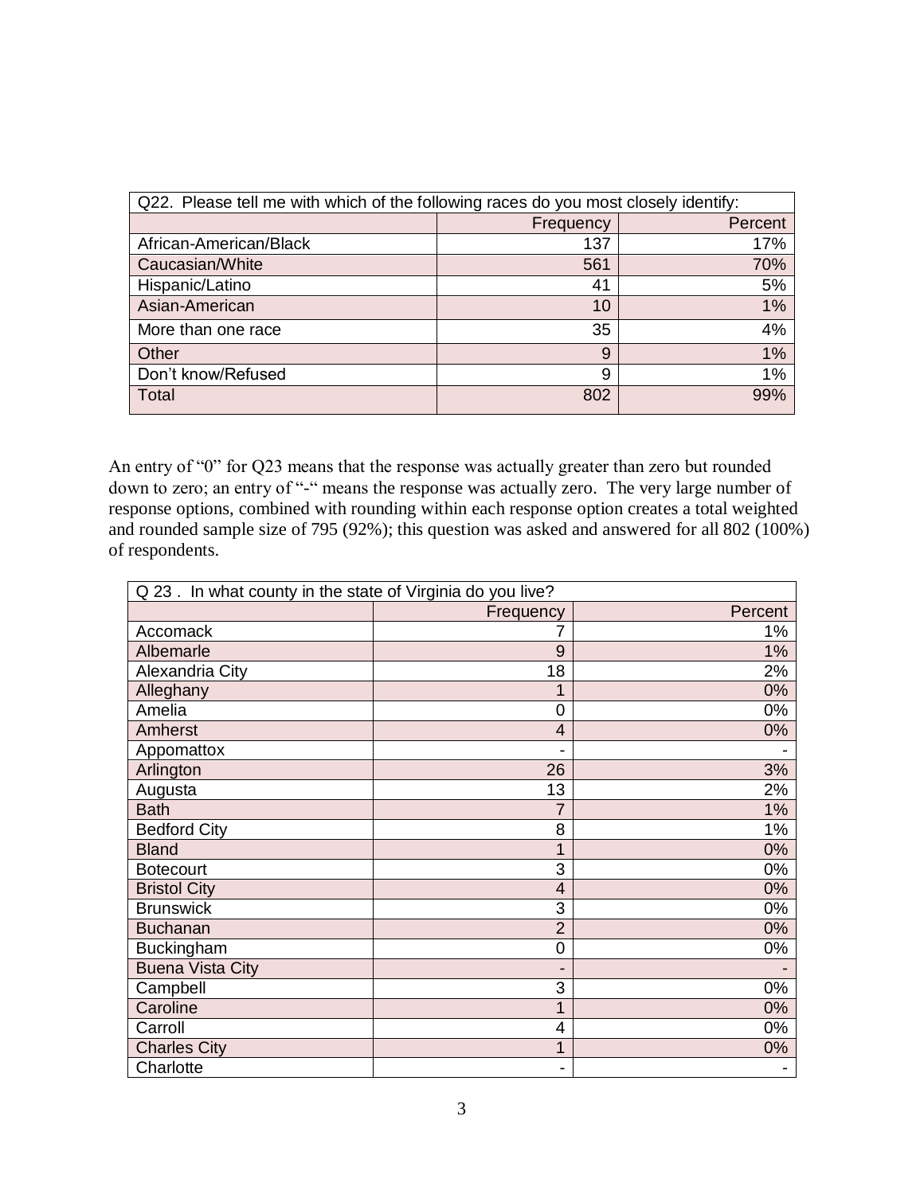| Q22. Please tell me with which of the following races do you most closely identify: | | |
|---|---|---|
| | Frequency | Percent |
| African-American/Black | 137 | 17% |
| Caucasian/White | 561 | 70% |
| Hispanic/Latino | 41 | 5% |
| Asian-American | 10 | 1% |
| More than one race | 35 | 4% |
| Other | 9 | 1% |
| Don't know/Refused | 9 | 1% |
| Total | 802 | 99% |

An entry of "0" for Q23 means that the response was actually greater than zero but rounded down to zero; an entry of "-" means the response was actually zero. The very large number of response options, combined with rounding within each response option creates a total weighted and rounded sample size of 795 (92%); this question was asked and answered for all 802 (100%) of respondents.

| Q 23 . In what county in the state of Virginia do you live? | | |
|---|---|---|
| | Frequency | Percent |
| Accomack | 7 | 1% |
| Albemarle | 9 | 1% |
| Alexandria City | 18 | 2% |
| Alleghany | 1 | 0% |
| Amelia | 0 | 0% |
| Amherst | 4 | 0% |
| Appomattox | - | - |
| Arlington | 26 | 3% |
| Augusta | 13 | 2% |
| Bath | 7 | 1% |
| Bedford City | 8 | 1% |
| Bland | 1 | 0% |
| Botecourt | 3 | 0% |
| Bristol City | 4 | 0% |
| Brunswick | 3 | 0% |
| Buchanan | 2 | 0% |
| Buckingham | 0 | 0% |
| Buena Vista City | - | - |
| Campbell | 3 | 0% |
| Caroline | 1 | 0% |
| Carroll | 4 | 0% |
| Charles City | 1 | 0% |
| Charlotte | - | - |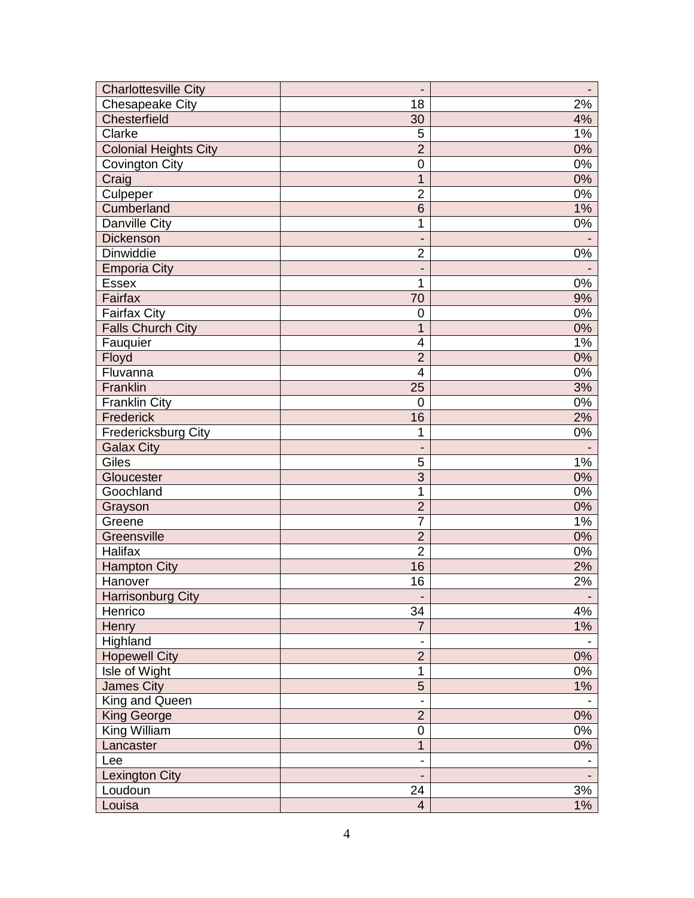| | | |
|---|---|---|
| Charlottesville City | - | - |
| Chesapeake City | 18 | 2% |
| Chesterfield | 30 | 4% |
| Clarke | 5 | 1% |
| Colonial Heights City | 2 | 0% |
| Covington City | 0 | 0% |
| Craig | 1 | 0% |
| Culpeper | 2 | 0% |
| Cumberland | 6 | 1% |
| Danville City | 1 | 0% |
| Dickenson | - | - |
| Dinwiddie | 2 | 0% |
| Emporia City | - | - |
| Essex | 1 | 0% |
| Fairfax | 70 | 9% |
| Fairfax City | 0 | 0% |
| Falls Church City | 1 | 0% |
| Fauquier | 4 | 1% |
| Floyd | 2 | 0% |
| Fluvanna | 4 | 0% |
| Franklin | 25 | 3% |
| Franklin City | 0 | 0% |
| Frederick | 16 | 2% |
| Fredericksburg City | 1 | 0% |
| Galax City | - | - |
| Giles | 5 | 1% |
| Gloucester | 3 | 0% |
| Goochland | 1 | 0% |
| Grayson | 2 | 0% |
| Greene | 7 | 1% |
| Greensville | 2 | 0% |
| Halifax | 2 | 0% |
| Hampton City | 16 | 2% |
| Hanover | 16 | 2% |
| Harrisonburg City | - | - |
| Henrico | 34 | 4% |
| Henry | 7 | 1% |
| Highland | - | - |
| Hopewell City | 2 | 0% |
| Isle of Wight | 1 | 0% |
| James City | 5 | 1% |
| King and Queen | - | - |
| King George | 2 | 0% |
| King William | 0 | 0% |
| Lancaster | 1 | 0% |
| Lee | - | - |
| Lexington City | - | - |
| Loudoun | 24 | 3% |
| Louisa | 4 | 1% |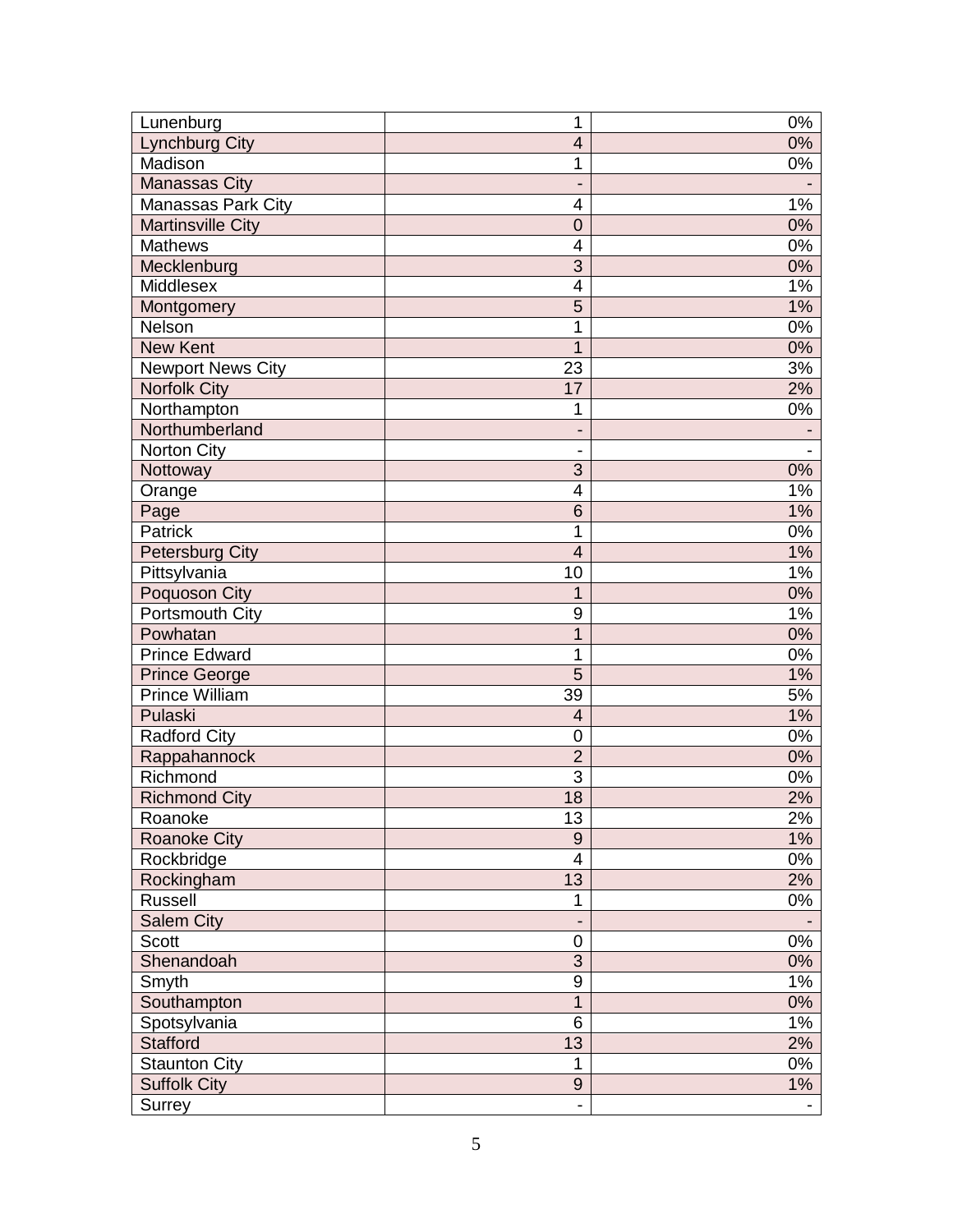| | | |
|---|---|---|
| Lunenburg | 1 | 0% |
| Lynchburg City | 4 | 0% |
| Madison | 1 | 0% |
| Manassas City | - | - |
| Manassas Park City | 4 | 1% |
| Martinsville City | 0 | 0% |
| Mathews | 4 | 0% |
| Mecklenburg | 3 | 0% |
| Middlesex | 4 | 1% |
| Montgomery | 5 | 1% |
| Nelson | 1 | 0% |
| New Kent | 1 | 0% |
| Newport News City | 23 | 3% |
| Norfolk City | 17 | 2% |
| Northampton | 1 | 0% |
| Northumberland | - | - |
| Norton City | - | - |
| Nottoway | 3 | 0% |
| Orange | 4 | 1% |
| Page | 6 | 1% |
| Patrick | 1 | 0% |
| Petersburg City | 4 | 1% |
| Pittsylvania | 10 | 1% |
| Poquoson City | 1 | 0% |
| Portsmouth City | 9 | 1% |
| Powhatan | 1 | 0% |
| Prince Edward | 1 | 0% |
| Prince George | 5 | 1% |
| Prince William | 39 | 5% |
| Pulaski | 4 | 1% |
| Radford City | 0 | 0% |
| Rappahannock | 2 | 0% |
| Richmond | 3 | 0% |
| Richmond City | 18 | 2% |
| Roanoke | 13 | 2% |
| Roanoke City | 9 | 1% |
| Rockbridge | 4 | 0% |
| Rockingham | 13 | 2% |
| Russell | 1 | 0% |
| Salem City | - | - |
| Scott | 0 | 0% |
| Shenandoah | 3 | 0% |
| Smyth | 9 | 1% |
| Southampton | 1 | 0% |
| Spotsylvania | 6 | 1% |
| Stafford | 13 | 2% |
| Staunton City | 1 | 0% |
| Suffolk City | 9 | 1% |
| Surrey | - | - |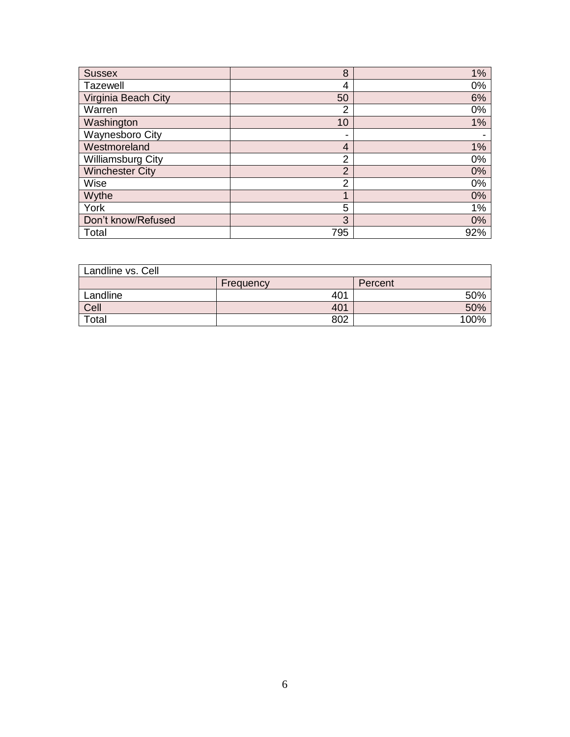| | | |
|---|---|---|
| Sussex | 8 | 1% |
| Tazewell | 4 | 0% |
| Virginia Beach City | 50 | 6% |
| Warren | 2 | 0% |
| Washington | 10 | 1% |
| Waynesboro City | - | - |
| Westmoreland | 4 | 1% |
| Williamsburg City | 2 | 0% |
| Winchester City | 2 | 0% |
| Wise | 2 | 0% |
| Wythe | 1 | 0% |
| York | 5 | 1% |
| Don't know/Refused | 3 | 0% |
| Total | 795 | 92% |

| Landline vs. Cell | | |
|---|---|---|
| | Frequency | Percent |
| Landline | 401 | 50% |
| Cell | 401 | 50% |
| Total | 802 | 100% |